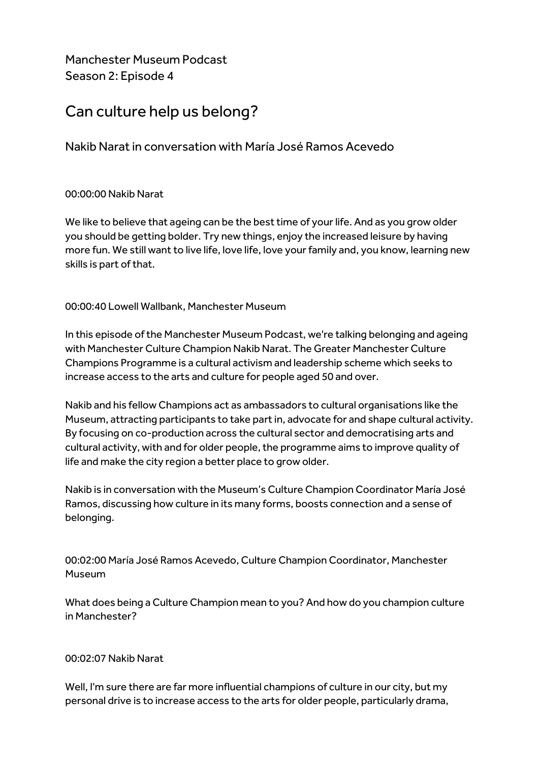Manchester Museum Podcast
Season 2: Episode 4

# Can culture help us belong?

Nakib Narat in conversation with María José Ramos Acevedo

00:00:00 Nakib Narat

We like to believe that ageing can be the best time of your life. And as you grow older you should be getting bolder. Try new things, enjoy the increased leisure by having more fun. We still want to live life, love life, love your family and, you know, learning new skills is part of that.

00:00:40 Lowell Wallbank, Manchester Museum

In this episode of the Manchester Museum Podcast, we're talking belonging and ageing with Manchester Culture Champion Nakib Narat. The Greater Manchester Culture Champions Programme is a cultural activism and leadership scheme which seeks to increase access to the arts and culture for people aged 50 and over.

Nakib and his fellow Champions act as ambassadors to cultural organisations like the Museum, attracting participants to take part in, advocate for and shape cultural activity. By focusing on co-production across the cultural sector and democratising arts and cultural activity, with and for older people, the programme aims to improve quality of life and make the city region a better place to grow older.

Nakib is in conversation with the Museum's Culture Champion Coordinator María José Ramos, discussing how culture in its many forms, boosts connection and a sense of belonging.

00:02:00 María José Ramos Acevedo, Culture Champion Coordinator, Manchester Museum

What does being a Culture Champion mean to you? And how do you champion culture in Manchester?

00:02:07 Nakib Narat

Well, I'm sure there are far more influential champions of culture in our city, but my personal drive is to increase access to the arts for older people, particularly drama,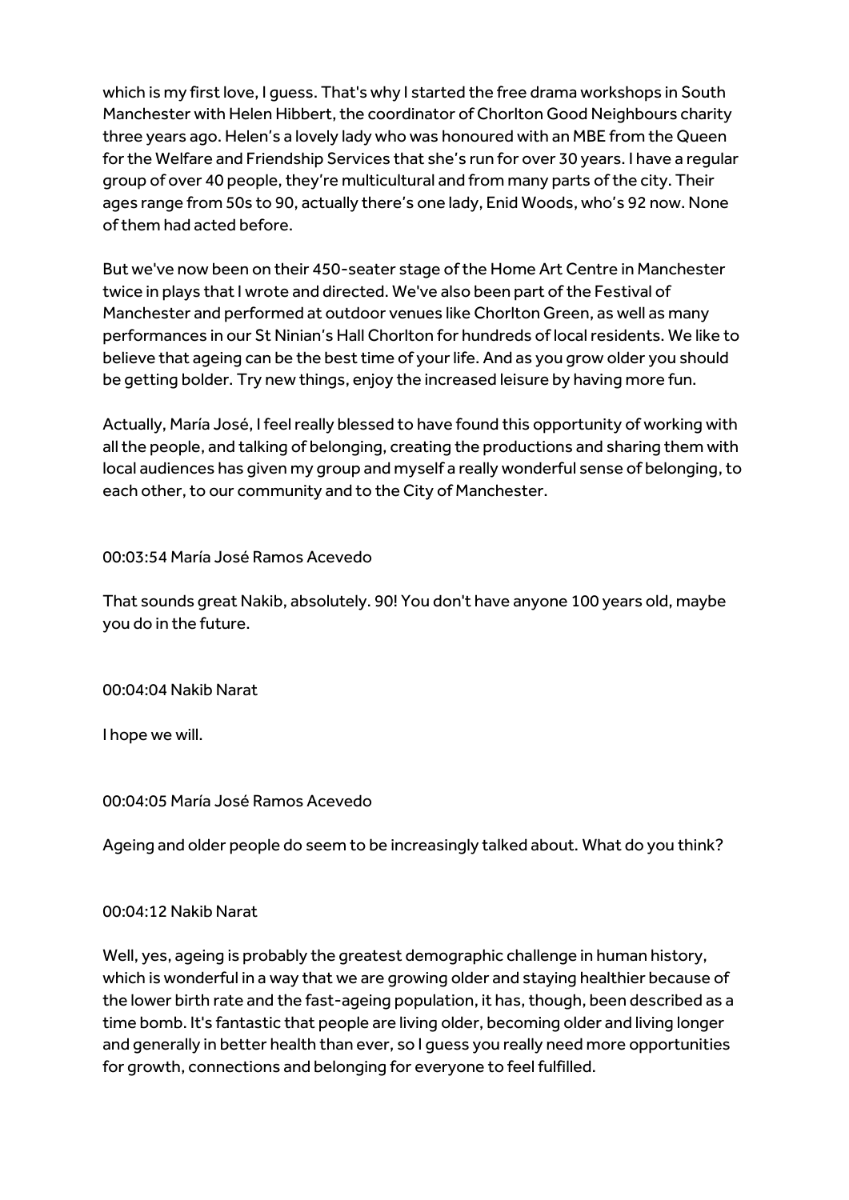which is my first love, I guess. That's why I started the free drama workshops in South Manchester with Helen Hibbert, the coordinator of Chorlton Good Neighbours charity three years ago. Helen's a lovely lady who was honoured with an MBE from the Queen for the Welfare and Friendship Services that she's run for over 30 years. I have a regular group of over 40 people, they're multicultural and from many parts of the city. Their ages range from 50s to 90, actually there's one lady, Enid Woods, who's 92 now. None of them had acted before.

But we've now been on their 450-seater stage of the Home Art Centre in Manchester twice in plays that I wrote and directed. We've also been part of the Festival of Manchester and performed at outdoor venues like Chorlton Green, as well as many performances in our St Ninian's Hall Chorlton for hundreds of local residents. We like to believe that ageing can be the best time of your life. And as you grow older you should be getting bolder. Try new things, enjoy the increased leisure by having more fun.

Actually, María José, I feel really blessed to have found this opportunity of working with all the people, and talking of belonging, creating the productions and sharing them with local audiences has given my group and myself a really wonderful sense of belonging, to each other, to our community and to the City of Manchester.

00:03:54 María José Ramos Acevedo

That sounds great Nakib, absolutely. 90! You don't have anyone 100 years old, maybe you do in the future.

00:04:04 Nakib Narat

I hope we will.

00:04:05 María José Ramos Acevedo

Ageing and older people do seem to be increasingly talked about. What do you think?

00:04:12 Nakib Narat

Well, yes, ageing is probably the greatest demographic challenge in human history, which is wonderful in a way that we are growing older and staying healthier because of the lower birth rate and the fast-ageing population, it has, though, been described as a time bomb. It's fantastic that people are living older, becoming older and living longer and generally in better health than ever, so I guess you really need more opportunities for growth, connections and belonging for everyone to feel fulfilled.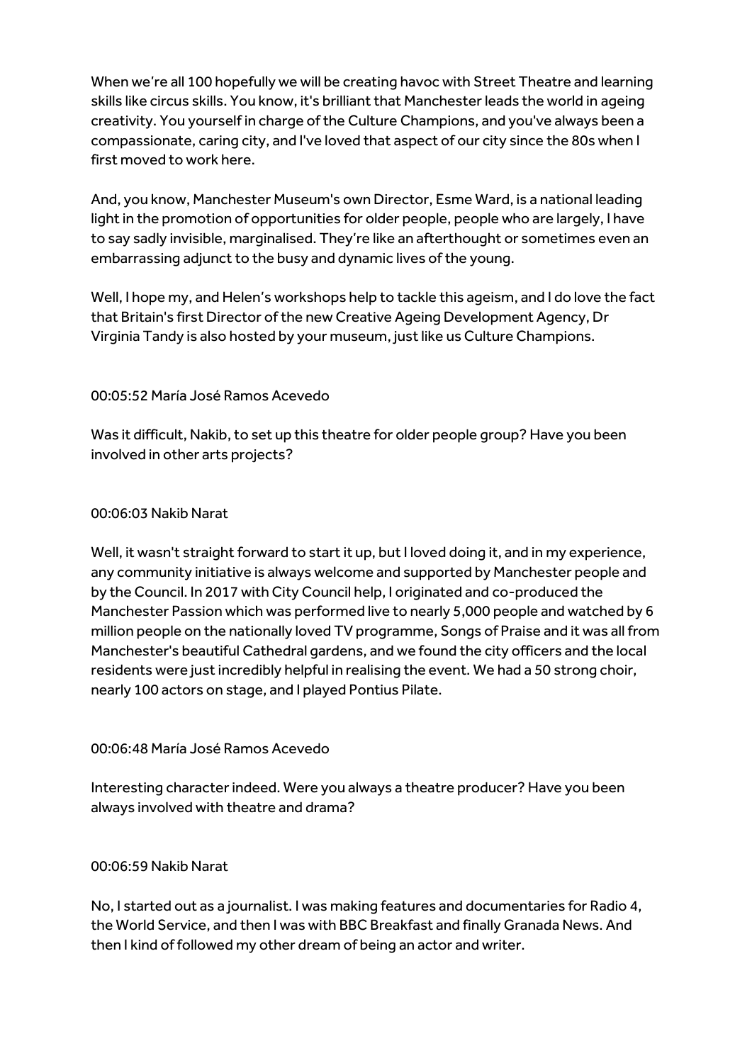When we're all 100 hopefully we will be creating havoc with Street Theatre and learning skills like circus skills. You know, it's brilliant that Manchester leads the world in ageing creativity. You yourself in charge of the Culture Champions, and you've always been a compassionate, caring city, and I've loved that aspect of our city since the 80s when I first moved to work here.

And, you know, Manchester Museum's own Director, Esme Ward, is a national leading light in the promotion of opportunities for older people, people who are largely, I have to say sadly invisible, marginalised. They're like an afterthought or sometimes even an embarrassing adjunct to the busy and dynamic lives of the young.

Well, I hope my, and Helen's workshops help to tackle this ageism, and I do love the fact that Britain's first Director of the new Creative Ageing Development Agency, Dr Virginia Tandy is also hosted by your museum, just like us Culture Champions.

00:05:52 María José Ramos Acevedo

Was it difficult, Nakib, to set up this theatre for older people group? Have you been involved in other arts projects?

00:06:03 Nakib Narat

Well, it wasn't straight forward to start it up, but I loved doing it, and in my experience, any community initiative is always welcome and supported by Manchester people and by the Council. In 2017 with City Council help, I originated and co-produced the Manchester Passion which was performed live to nearly 5,000 people and watched by 6 million people on the nationally loved TV programme, Songs of Praise and it was all from Manchester's beautiful Cathedral gardens, and we found the city officers and the local residents were just incredibly helpful in realising the event. We had a 50 strong choir, nearly 100 actors on stage, and I played Pontius Pilate.

00:06:48 María José Ramos Acevedo

Interesting character indeed. Were you always a theatre producer? Have you been always involved with theatre and drama?

00:06:59 Nakib Narat

No, I started out as a journalist. I was making features and documentaries for Radio 4, the World Service, and then I was with BBC Breakfast and finally Granada News. And then I kind of followed my other dream of being an actor and writer.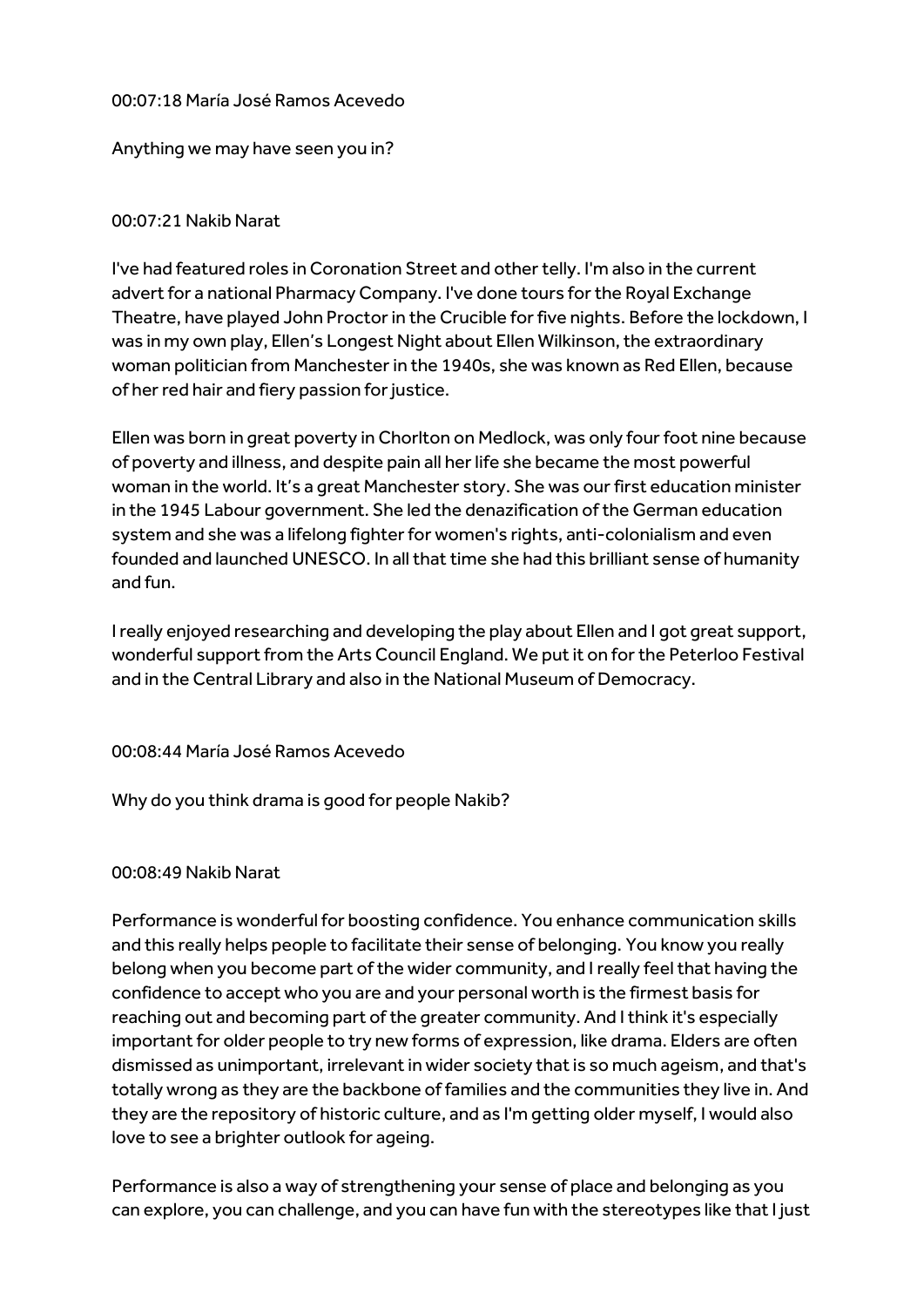00:07:18 María José Ramos Acevedo

Anything we may have seen you in?

00:07:21 Nakib Narat

I've had featured roles in Coronation Street and other telly. I'm also in the current advert for a national Pharmacy Company. I've done tours for the Royal Exchange Theatre, have played John Proctor in the Crucible for five nights. Before the lockdown, I was in my own play, Ellen's Longest Night about Ellen Wilkinson, the extraordinary woman politician from Manchester in the 1940s, she was known as Red Ellen, because of her red hair and fiery passion for justice.

Ellen was born in great poverty in Chorlton on Medlock, was only four foot nine because of poverty and illness, and despite pain all her life she became the most powerful woman in the world. It's a great Manchester story. She was our first education minister in the 1945 Labour government. She led the denazification of the German education system and she was a lifelong fighter for women's rights, anti-colonialism and even founded and launched UNESCO. In all that time she had this brilliant sense of humanity and fun.

I really enjoyed researching and developing the play about Ellen and I got great support, wonderful support from the Arts Council England. We put it on for the Peterloo Festival and in the Central Library and also in the National Museum of Democracy.

00:08:44 María José Ramos Acevedo

Why do you think drama is good for people Nakib?

00:08:49 Nakib Narat

Performance is wonderful for boosting confidence. You enhance communication skills and this really helps people to facilitate their sense of belonging. You know you really belong when you become part of the wider community, and I really feel that having the confidence to accept who you are and your personal worth is the firmest basis for reaching out and becoming part of the greater community. And I think it's especially important for older people to try new forms of expression, like drama. Elders are often dismissed as unimportant, irrelevant in wider society that is so much ageism, and that's totally wrong as they are the backbone of families and the communities they live in. And they are the repository of historic culture, and as I'm getting older myself, I would also love to see a brighter outlook for ageing.

Performance is also a way of strengthening your sense of place and belonging as you can explore, you can challenge, and you can have fun with the stereotypes like that I just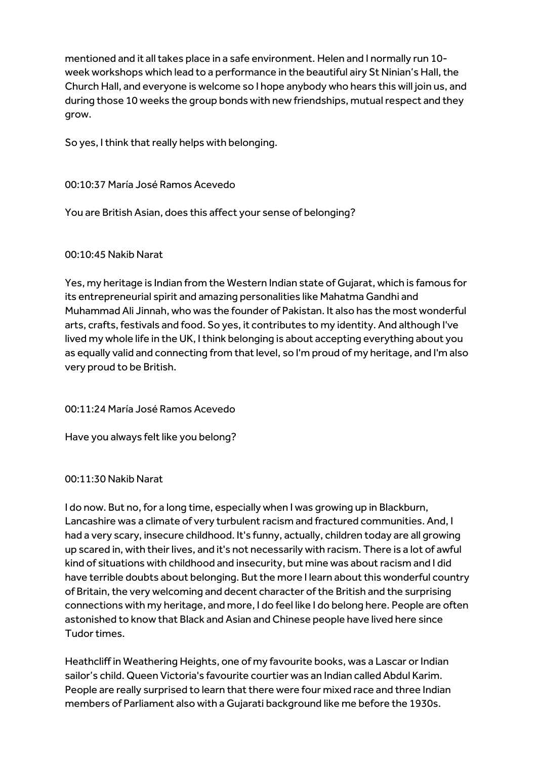mentioned and it all takes place in a safe environment. Helen and I normally run 10-week workshops which lead to a performance in the beautiful airy St Ninian's Hall, the Church Hall, and everyone is welcome so I hope anybody who hears this will join us, and during those 10 weeks the group bonds with new friendships, mutual respect and they grow.

So yes, I think that really helps with belonging.

00:10:37 María José Ramos Acevedo

You are British Asian, does this affect your sense of belonging?

00:10:45 Nakib Narat

Yes, my heritage is Indian from the Western Indian state of Gujarat, which is famous for its entrepreneurial spirit and amazing personalities like Mahatma Gandhi and Muhammad Ali Jinnah, who was the founder of Pakistan. It also has the most wonderful arts, crafts, festivals and food. So yes, it contributes to my identity. And although I've lived my whole life in the UK, I think belonging is about accepting everything about you as equally valid and connecting from that level, so I'm proud of my heritage, and I'm also very proud to be British.

00:11:24 María José Ramos Acevedo

Have you always felt like you belong?

00:11:30 Nakib Narat

I do now. But no, for a long time, especially when I was growing up in Blackburn, Lancashire was a climate of very turbulent racism and fractured communities. And, I had a very scary, insecure childhood. It's funny, actually, children today are all growing up scared in, with their lives, and it's not necessarily with racism. There is a lot of awful kind of situations with childhood and insecurity, but mine was about racism and I did have terrible doubts about belonging. But the more I learn about this wonderful country of Britain, the very welcoming and decent character of the British and the surprising connections with my heritage, and more, I do feel like I do belong here. People are often astonished to know that Black and Asian and Chinese people have lived here since Tudor times.

Heathcliff in Weathering Heights, one of my favourite books, was a Lascar or Indian sailor's child. Queen Victoria's favourite courtier was an Indian called Abdul Karim. People are really surprised to learn that there were four mixed race and three Indian members of Parliament also with a Gujarati background like me before the 1930s.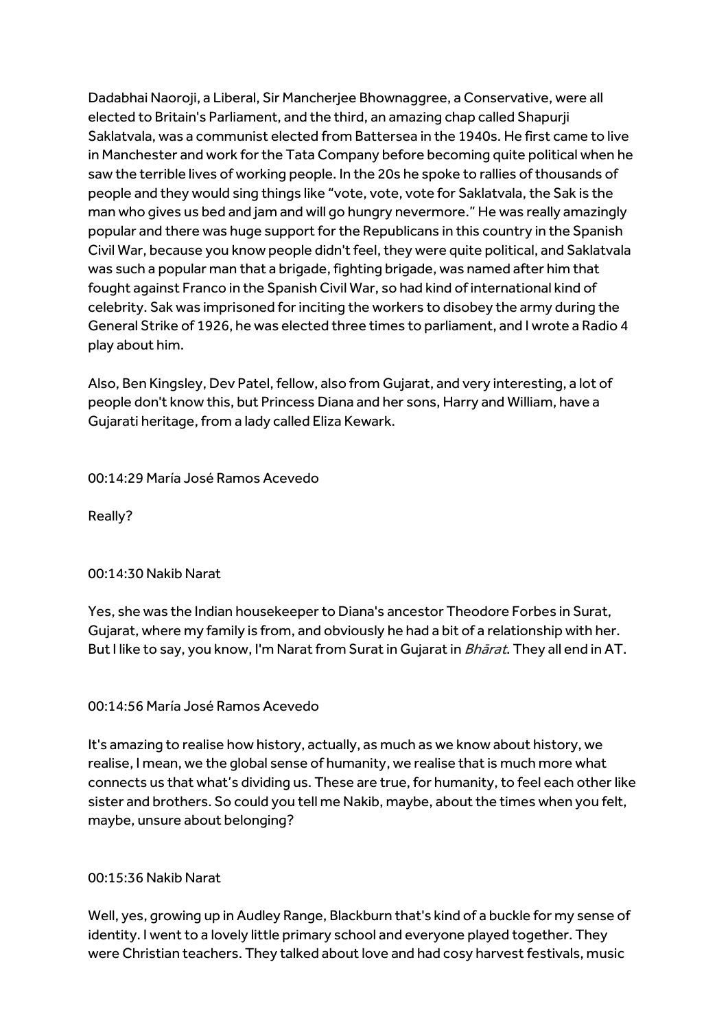Dadabhai Naoroji, a Liberal, Sir Mancherjee Bhownaggree, a Conservative, were all elected to Britain's Parliament, and the third, an amazing chap called Shapurji Saklatvala, was a communist elected from Battersea in the 1940s. He first came to live in Manchester and work for the Tata Company before becoming quite political when he saw the terrible lives of working people. In the 20s he spoke to rallies of thousands of people and they would sing things like "vote, vote, vote for Saklatvala, the Sak is the man who gives us bed and jam and will go hungry nevermore." He was really amazingly popular and there was huge support for the Republicans in this country in the Spanish Civil War, because you know people didn't feel, they were quite political, and Saklatvala was such a popular man that a brigade, fighting brigade, was named after him that fought against Franco in the Spanish Civil War, so had kind of international kind of celebrity. Sak was imprisoned for inciting the workers to disobey the army during the General Strike of 1926, he was elected three times to parliament, and I wrote a Radio 4 play about him.

Also, Ben Kingsley, Dev Patel, fellow, also from Gujarat, and very interesting, a lot of people don't know this, but Princess Diana and her sons, Harry and William, have a Gujarati heritage, from a lady called Eliza Kewark.

00:14:29 María José Ramos Acevedo

Really?

00:14:30 Nakib Narat

Yes, she was the Indian housekeeper to Diana's ancestor Theodore Forbes in Surat, Gujarat, where my family is from, and obviously he had a bit of a relationship with her. But I like to say, you know, I'm Narat from Surat in Gujarat in *Bhārat*. They all end in AT.

00:14:56 María José Ramos Acevedo

It's amazing to realise how history, actually, as much as we know about history, we realise, I mean, we the global sense of humanity, we realise that is much more what connects us that what's dividing us. These are true, for humanity, to feel each other like sister and brothers. So could you tell me Nakib, maybe, about the times when you felt, maybe, unsure about belonging?

00:15:36 Nakib Narat

Well, yes, growing up in Audley Range, Blackburn that's kind of a buckle for my sense of identity. I went to a lovely little primary school and everyone played together. They were Christian teachers. They talked about love and had cosy harvest festivals, music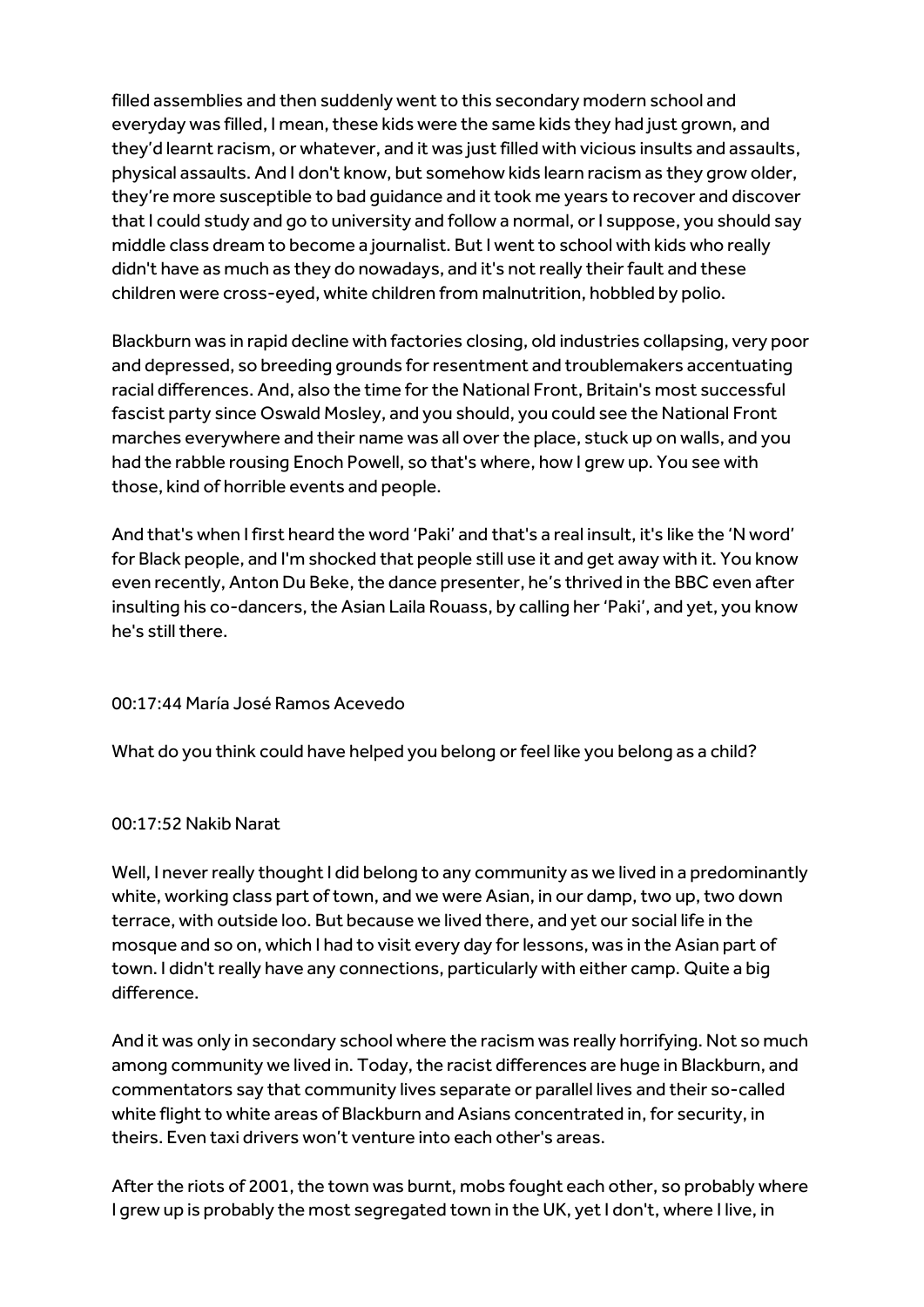filled assemblies and then suddenly went to this secondary modern school and everyday was filled, I mean, these kids were the same kids they had just grown, and they'd learnt racism, or whatever, and it was just filled with vicious insults and assaults, physical assaults. And I don't know, but somehow kids learn racism as they grow older, they're more susceptible to bad guidance and it took me years to recover and discover that I could study and go to university and follow a normal, or I suppose, you should say middle class dream to become a journalist. But I went to school with kids who really didn't have as much as they do nowadays, and it's not really their fault and these children were cross-eyed, white children from malnutrition, hobbled by polio.

Blackburn was in rapid decline with factories closing, old industries collapsing, very poor and depressed, so breeding grounds for resentment and troublemakers accentuating racial differences. And, also the time for the National Front, Britain's most successful fascist party since Oswald Mosley, and you should, you could see the National Front marches everywhere and their name was all over the place, stuck up on walls, and you had the rabble rousing Enoch Powell, so that's where, how I grew up. You see with those, kind of horrible events and people.

And that's when I first heard the word 'Paki' and that's a real insult, it's like the 'N word' for Black people, and I'm shocked that people still use it and get away with it. You know even recently, Anton Du Beke, the dance presenter, he's thrived in the BBC even after insulting his co-dancers, the Asian Laila Rouass, by calling her 'Paki', and yet, you know he's still there.

00:17:44 María José Ramos Acevedo

What do you think could have helped you belong or feel like you belong as a child?

00:17:52 Nakib Narat

Well, I never really thought I did belong to any community as we lived in a predominantly white, working class part of town, and we were Asian, in our damp, two up, two down terrace, with outside loo. But because we lived there, and yet our social life in the mosque and so on, which I had to visit every day for lessons, was in the Asian part of town. I didn't really have any connections, particularly with either camp. Quite a big difference.

And it was only in secondary school where the racism was really horrifying. Not so much among community we lived in. Today, the racist differences are huge in Blackburn, and commentators say that community lives separate or parallel lives and their so-called white flight to white areas of Blackburn and Asians concentrated in, for security, in theirs. Even taxi drivers won't venture into each other's areas.

After the riots of 2001, the town was burnt, mobs fought each other, so probably where I grew up is probably the most segregated town in the UK, yet I don't, where I live, in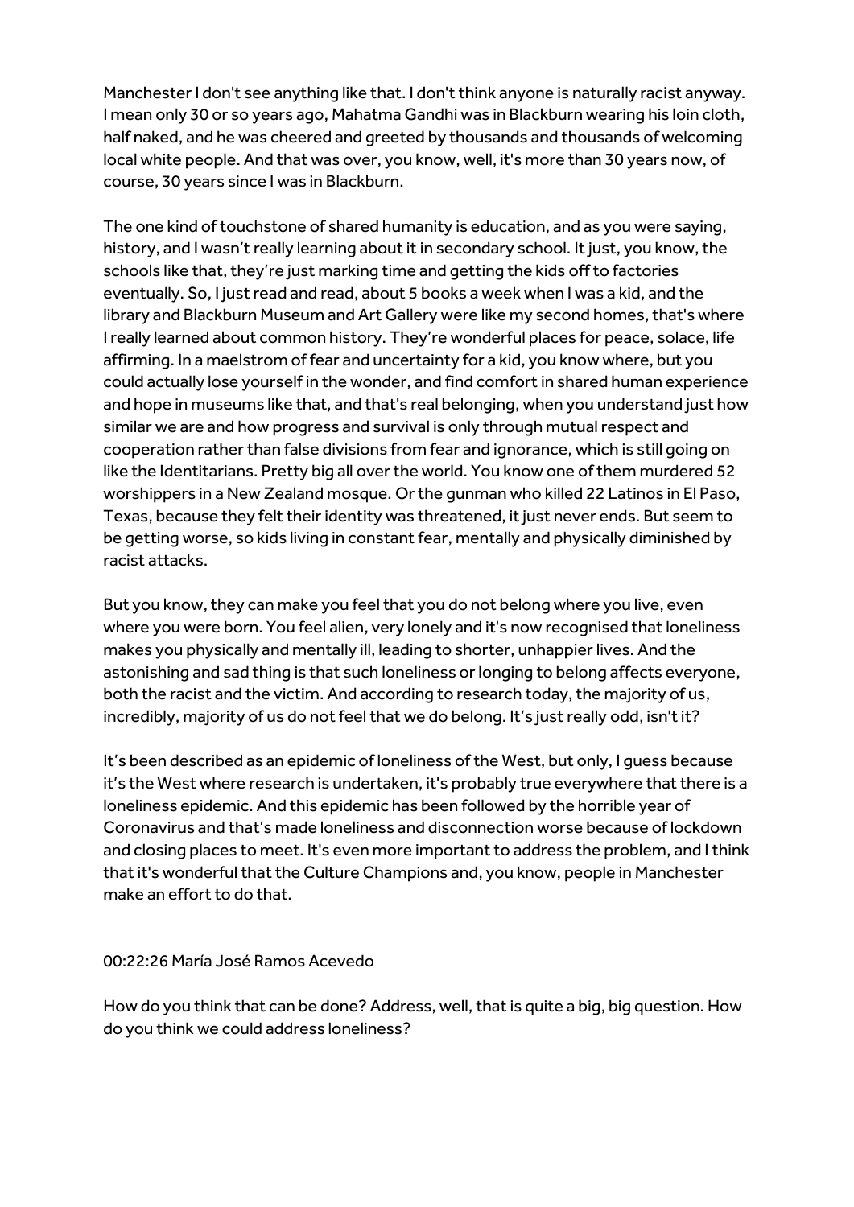Manchester I don't see anything like that. I don't think anyone is naturally racist anyway. I mean only 30 or so years ago, Mahatma Gandhi was in Blackburn wearing his loin cloth, half naked, and he was cheered and greeted by thousands and thousands of welcoming local white people. And that was over, you know, well, it's more than 30 years now, of course, 30 years since I was in Blackburn.

The one kind of touchstone of shared humanity is education, and as you were saying, history, and I wasn't really learning about it in secondary school. It just, you know, the schools like that, they're just marking time and getting the kids off to factories eventually. So, I just read and read, about 5 books a week when I was a kid, and the library and Blackburn Museum and Art Gallery were like my second homes, that's where I really learned about common history. They're wonderful places for peace, solace, life affirming. In a maelstrom of fear and uncertainty for a kid, you know where, but you could actually lose yourself in the wonder, and find comfort in shared human experience and hope in museums like that, and that's real belonging, when you understand just how similar we are and how progress and survival is only through mutual respect and cooperation rather than false divisions from fear and ignorance, which is still going on like the Identitarians. Pretty big all over the world. You know one of them murdered 52 worshippers in a New Zealand mosque. Or the gunman who killed 22 Latinos in El Paso, Texas, because they felt their identity was threatened, it just never ends. But seem to be getting worse, so kids living in constant fear, mentally and physically diminished by racist attacks.

But you know, they can make you feel that you do not belong where you live, even where you were born. You feel alien, very lonely and it's now recognised that loneliness makes you physically and mentally ill, leading to shorter, unhappier lives. And the astonishing and sad thing is that such loneliness or longing to belong affects everyone, both the racist and the victim. And according to research today, the majority of us, incredibly, majority of us do not feel that we do belong. It's just really odd, isn't it?

It's been described as an epidemic of loneliness of the West, but only, I guess because it's the West where research is undertaken, it's probably true everywhere that there is a loneliness epidemic. And this epidemic has been followed by the horrible year of Coronavirus and that's made loneliness and disconnection worse because of lockdown and closing places to meet. It's even more important to address the problem, and I think that it's wonderful that the Culture Champions and, you know, people in Manchester make an effort to do that.

00:22:26 María José Ramos Acevedo

How do you think that can be done? Address, well, that is quite a big, big question. How do you think we could address loneliness?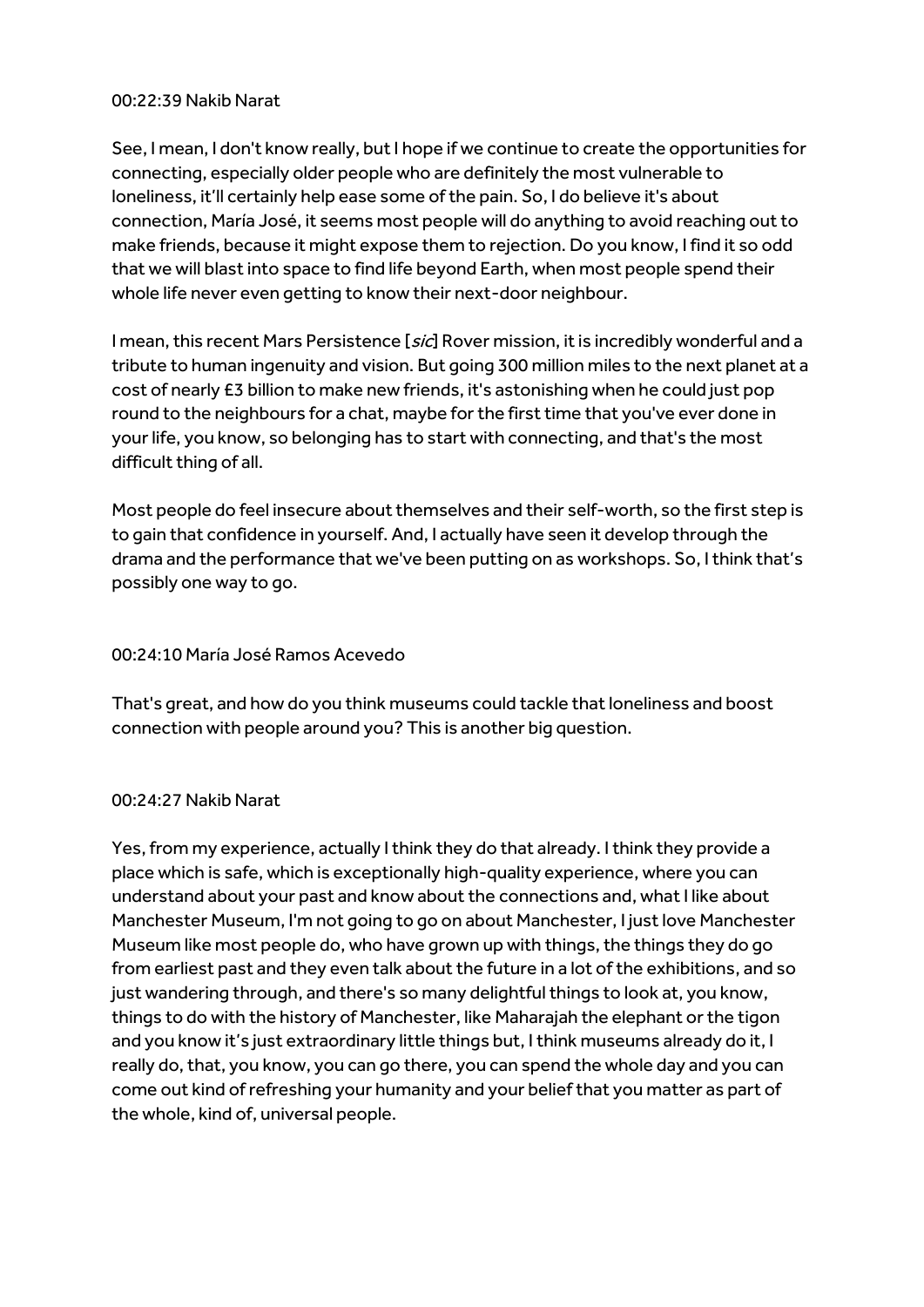00:22:39 Nakib Narat

See, I mean, I don't know really, but I hope if we continue to create the opportunities for connecting, especially older people who are definitely the most vulnerable to loneliness, it'll certainly help ease some of the pain. So, I do believe it's about connection, María José, it seems most people will do anything to avoid reaching out to make friends, because it might expose them to rejection. Do you know, I find it so odd that we will blast into space to find life beyond Earth, when most people spend their whole life never even getting to know their next-door neighbour.

I mean, this recent Mars Persistence [*sic*] Rover mission, it is incredibly wonderful and a tribute to human ingenuity and vision. But going 300 million miles to the next planet at a cost of nearly £3 billion to make new friends, it's astonishing when he could just pop round to the neighbours for a chat, maybe for the first time that you've ever done in your life, you know, so belonging has to start with connecting, and that's the most difficult thing of all.

Most people do feel insecure about themselves and their self-worth, so the first step is to gain that confidence in yourself. And, I actually have seen it develop through the drama and the performance that we've been putting on as workshops. So, I think that's possibly one way to go.

00:24:10 María José Ramos Acevedo

That's great, and how do you think museums could tackle that loneliness and boost connection with people around you? This is another big question.

00:24:27 Nakib Narat

Yes, from my experience, actually I think they do that already. I think they provide a place which is safe, which is exceptionally high-quality experience, where you can understand about your past and know about the connections and, what I like about Manchester Museum, I'm not going to go on about Manchester, I just love Manchester Museum like most people do, who have grown up with things, the things they do go from earliest past and they even talk about the future in a lot of the exhibitions, and so just wandering through, and there's so many delightful things to look at, you know, things to do with the history of Manchester, like Maharajah the elephant or the tigon and you know it's just extraordinary little things but, I think museums already do it, I really do, that, you know, you can go there, you can spend the whole day and you can come out kind of refreshing your humanity and your belief that you matter as part of the whole, kind of, universal people.